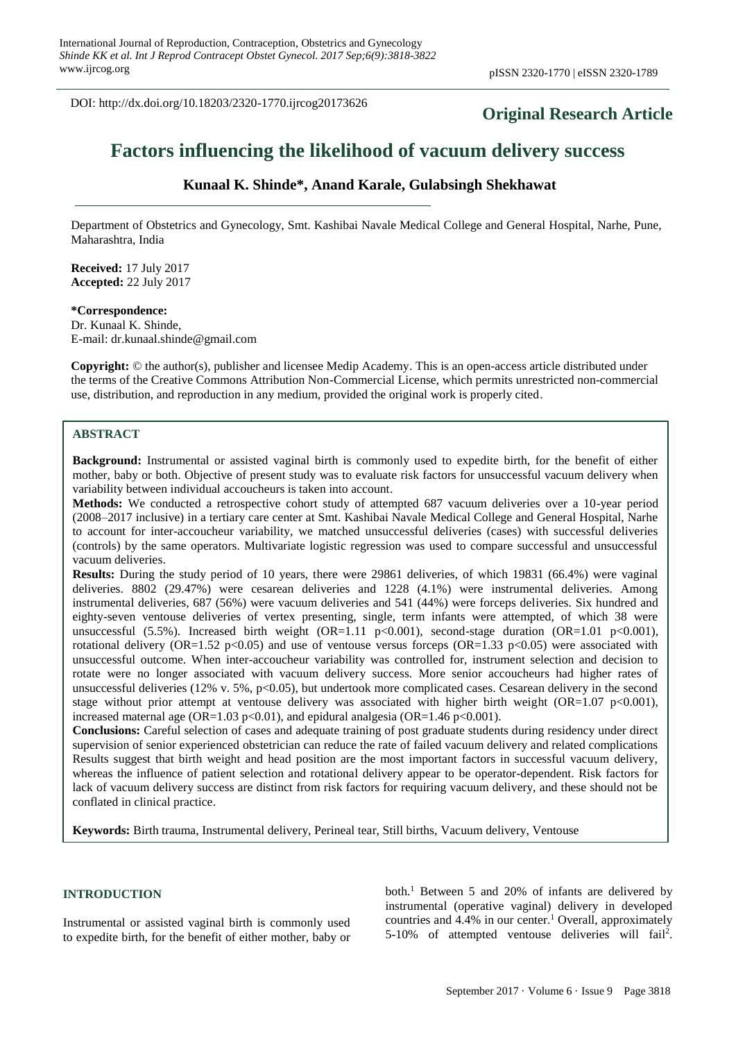DOI: http://dx.doi.org/10.18203/2320-1770.ijrcog20173626

**Original Research Article**

# Factors influencing the likelihood of vacuum delivery success

**Kunaal K. Shinde\*, Anand Karale, Gulabsingh Shekhawat**

Department of Obstetrics and Gynecology, Smt. Kashibai Navale Medical College and General Hospital, Narhe, Pune, Maharashtra, India

**Received:** 17 July 2017
**Accepted:** 22 July 2017

**\*Correspondence:**
Dr. Kunaal K. Shinde,
E-mail: dr.kunaal.shinde@gmail.com

**Copyright:** © the author(s), publisher and licensee Medip Academy. This is an open-access article distributed under the terms of the Creative Commons Attribution Non-Commercial License, which permits unrestricted non-commercial use, distribution, and reproduction in any medium, provided the original work is properly cited.

## ABSTRACT

**Background:** Instrumental or assisted vaginal birth is commonly used to expedite birth, for the benefit of either mother, baby or both. Objective of present study was to evaluate risk factors for unsuccessful vacuum delivery when variability between individual accoucheurs is taken into account.

**Methods:** We conducted a retrospective cohort study of attempted 687 vacuum deliveries over a 10-year period (2008–2017 inclusive) in a tertiary care center at Smt. Kashibai Navale Medical College and General Hospital, Narhe to account for inter-accoucheur variability, we matched unsuccessful deliveries (cases) with successful deliveries (controls) by the same operators. Multivariate logistic regression was used to compare successful and unsuccessful vacuum deliveries.

**Results:** During the study period of 10 years, there were 29861 deliveries, of which 19831 (66.4%) were vaginal deliveries. 8802 (29.47%) were cesarean deliveries and 1228 (4.1%) were instrumental deliveries. Among instrumental deliveries, 687 (56%) were vacuum deliveries and 541 (44%) were forceps deliveries. Six hundred and eighty-seven ventouse deliveries of vertex presenting, single, term infants were attempted, of which 38 were unsuccessful (5.5%). Increased birth weight (OR=1.11 $p<0.001$), second-stage duration (OR=1.01 $p<0.001$), rotational delivery (OR=1.52 $p<0.05$) and use of ventouse versus forceps (OR=1.33 $p<0.05$) were associated with unsuccessful outcome. When inter-accoucheur variability was controlled for, instrument selection and decision to rotate were no longer associated with vacuum delivery success. More senior accoucheurs had higher rates of unsuccessful deliveries (12% v. 5%, $p<0.05$), but undertook more complicated cases. Cesarean delivery in the second stage without prior attempt at ventouse delivery was associated with higher birth weight (OR=1.07 $p<0.001$), increased maternal age (OR=1.03 $p<0.01$), and epidural analgesia (OR=1.46 $p<0.001$).

**Conclusions:** Careful selection of cases and adequate training of post graduate students during residency under direct supervision of senior experienced obstetrician can reduce the rate of failed vacuum delivery and related complications Results suggest that birth weight and head position are the most important factors in successful vacuum delivery, whereas the influence of patient selection and rotational delivery appear to be operator-dependent. Risk factors for lack of vacuum delivery success are distinct from risk factors for requiring vacuum delivery, and these should not be conflated in clinical practice.

**Keywords:** Birth trauma, Instrumental delivery, Perineal tear, Still births, Vacuum delivery, Ventouse

## INTRODUCTION

Instrumental or assisted vaginal birth is commonly used to expedite birth, for the benefit of either mother, baby or both.[1] Between 5 and 20% of infants are delivered by instrumental (operative vaginal) delivery in developed countries and 4.4% in our center.[1] Overall, approximately 5-10% of attempted ventouse deliveries will fail[2].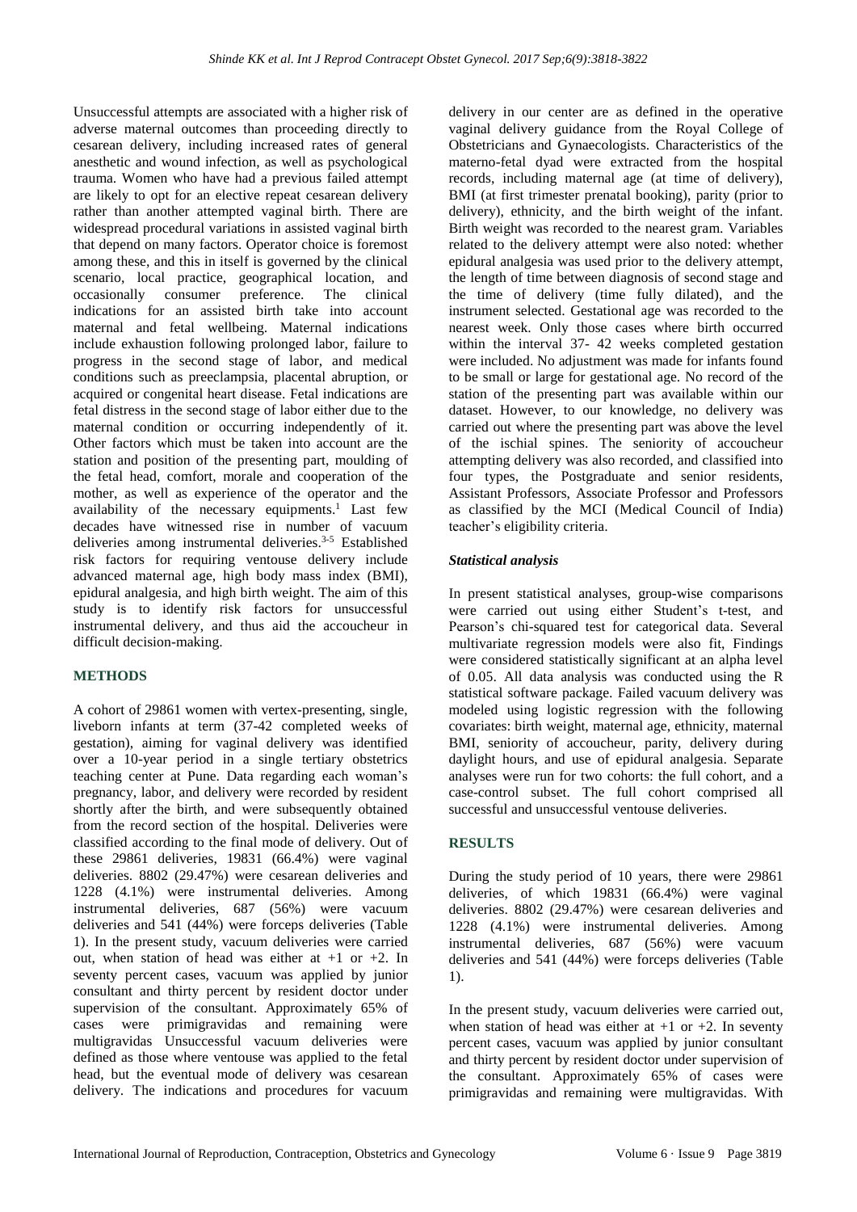Unsuccessful attempts are associated with a higher risk of adverse maternal outcomes than proceeding directly to cesarean delivery, including increased rates of general anesthetic and wound infection, as well as psychological trauma. Women who have had a previous failed attempt are likely to opt for an elective repeat cesarean delivery rather than another attempted vaginal birth. There are widespread procedural variations in assisted vaginal birth that depend on many factors. Operator choice is foremost among these, and this in itself is governed by the clinical scenario, local practice, geographical location, and occasionally consumer preference. The clinical indications for an assisted birth take into account maternal and fetal wellbeing. Maternal indications include exhaustion following prolonged labor, failure to progress in the second stage of labor, and medical conditions such as preeclampsia, placental abruption, or acquired or congenital heart disease. Fetal indications are fetal distress in the second stage of labor either due to the maternal condition or occurring independently of it. Other factors which must be taken into account are the station and position of the presenting part, moulding of the fetal head, comfort, morale and cooperation of the mother, as well as experience of the operator and the availability of the necessary equipments.[1] Last few decades have witnessed rise in number of vacuum deliveries among instrumental deliveries.[3-5] Established risk factors for requiring ventouse delivery include advanced maternal age, high body mass index (BMI), epidural analgesia, and high birth weight. The aim of this study is to identify risk factors for unsuccessful instrumental delivery, and thus aid the accoucheur in difficult decision-making.

## METHODS

A cohort of 29861 women with vertex-presenting, single, liveborn infants at term (37-42 completed weeks of gestation), aiming for vaginal delivery was identified over a 10-year period in a single tertiary obstetrics teaching center at Pune. Data regarding each woman's pregnancy, labor, and delivery were recorded by resident shortly after the birth, and were subsequently obtained from the record section of the hospital. Deliveries were classified according to the final mode of delivery. Out of these 29861 deliveries, 19831 (66.4%) were vaginal deliveries. 8802 (29.47%) were cesarean deliveries and 1228 (4.1%) were instrumental deliveries. Among instrumental deliveries, 687 (56%) were vacuum deliveries and 541 (44%) were forceps deliveries (Table 1). In the present study, vacuum deliveries were carried out, when station of head was either at +1 or +2. In seventy percent cases, vacuum was applied by junior consultant and thirty percent by resident doctor under supervision of the consultant. Approximately 65% of cases were primigravidas and remaining were multigravidas Unsuccessful vacuum deliveries were defined as those where ventouse was applied to the fetal head, but the eventual mode of delivery was cesarean delivery. The indications and procedures for vacuum delivery in our center are as defined in the operative vaginal delivery guidance from the Royal College of Obstetricians and Gynaecologists. Characteristics of the materno-fetal dyad were extracted from the hospital records, including maternal age (at time of delivery), BMI (at first trimester prenatal booking), parity (prior to delivery), ethnicity, and the birth weight of the infant. Birth weight was recorded to the nearest gram. Variables related to the delivery attempt were also noted: whether epidural analgesia was used prior to the delivery attempt, the length of time between diagnosis of second stage and the time of delivery (time fully dilated), and the instrument selected. Gestational age was recorded to the nearest week. Only those cases where birth occurred within the interval 37- 42 weeks completed gestation were included. No adjustment was made for infants found to be small or large for gestational age. No record of the station of the presenting part was available within our dataset. However, to our knowledge, no delivery was carried out where the presenting part was above the level of the ischial spines. The seniority of accoucheur attempting delivery was also recorded, and classified into four types, the Postgraduate and senior residents, Assistant Professors, Associate Professor and Professors as classified by the MCI (Medical Council of India) teacher's eligibility criteria.

### *Statistical analysis*

In present statistical analyses, group-wise comparisons were carried out using either Student's t-test, and Pearson's chi-squared test for categorical data. Several multivariate regression models were also fit, Findings were considered statistically significant at an alpha level of 0.05. All data analysis was conducted using the R statistical software package. Failed vacuum delivery was modeled using logistic regression with the following covariates: birth weight, maternal age, ethnicity, maternal BMI, seniority of accoucheur, parity, delivery during daylight hours, and use of epidural analgesia. Separate analyses were run for two cohorts: the full cohort, and a case-control subset. The full cohort comprised all successful and unsuccessful ventouse deliveries.

## RESULTS

During the study period of 10 years, there were 29861 deliveries, of which 19831 (66.4%) were vaginal deliveries. 8802 (29.47%) were cesarean deliveries and 1228 (4.1%) were instrumental deliveries. Among instrumental deliveries, 687 (56%) were vacuum deliveries and 541 (44%) were forceps deliveries (Table 1).

In the present study, vacuum deliveries were carried out, when station of head was either at +1 or +2. In seventy percent cases, vacuum was applied by junior consultant and thirty percent by resident doctor under supervision of the consultant. Approximately 65% of cases were primigravidas and remaining were multigravidas. With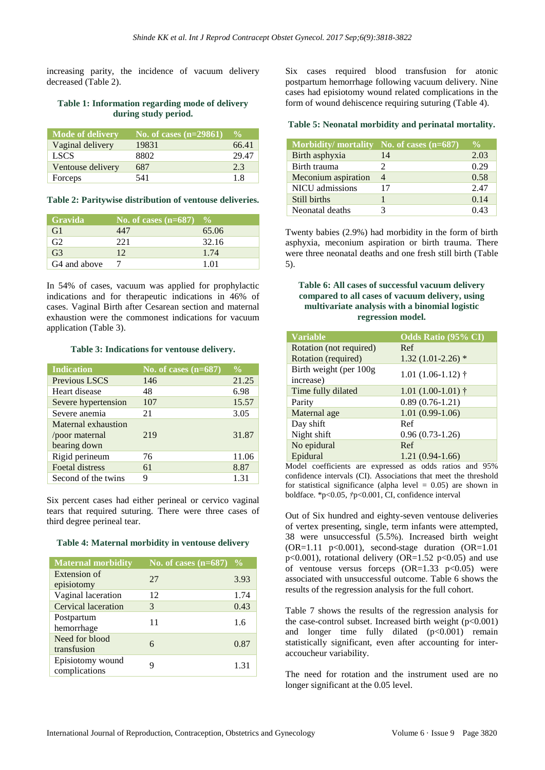increasing parity, the incidence of vacuum delivery decreased (Table 2).

**Table 1: Information regarding mode of delivery during study period.**

| Mode of delivery | No. of cases (n=29861) | % |
|---|---|---|
| Vaginal delivery | 19831 | 66.41 |
| LSCS | 8802 | 29.47 |
| Ventouse delivery | 687 | 2.3 |
| Forceps | 541 | 1.8 |

**Table 2: Paritywise distribution of ventouse deliveries.**

| Gravida | No. of cases (n=687) | % |
|---|---|---|
| G1 | 447 | 65.06 |
| G2 | 221 | 32.16 |
| G3 | 12 | 1.74 |
| G4 and above | 7 | 1.01 |

In 54% of cases, vacuum was applied for prophylactic indications and for therapeutic indications in 46% of cases. Vaginal Birth after Cesarean section and maternal exhaustion were the commonest indications for vacuum application (Table 3).

**Table 3: Indications for ventouse delivery.**

| Indication | No. of cases (n=687) | % |
|---|---|---|
| Previous LSCS | 146 | 21.25 |
| Heart disease | 48 | 6.98 |
| Severe hypertension | 107 | 15.57 |
| Severe anemia | 21 | 3.05 |
| Maternal exhaustion /poor maternal bearing down | 219 | 31.87 |
| Rigid perineum | 76 | 11.06 |
| Foetal distress | 61 | 8.87 |
| Second of the twins | 9 | 1.31 |

Six percent cases had either perineal or cervico vaginal tears that required suturing. There were three cases of third degree perineal tear.

**Table 4: Maternal morbidity in ventouse delivery**

| Maternal morbidity | No. of cases (n=687) | % |
|---|---|---|
| Extension of episiotomy | 27 | 3.93 |
| Vaginal laceration | 12 | 1.74 |
| Cervical laceration | 3 | 0.43 |
| Postpartum hemorrhage | 11 | 1.6 |
| Need for blood transfusion | 6 | 0.87 |
| Episiotomy wound complications | 9 | 1.31 |

Six cases required blood transfusion for atonic postpartum hemorrhage following vacuum delivery. Nine cases had episiotomy wound related complications in the form of wound dehiscence requiring suturing (Table 4).

**Table 5: Neonatal morbidity and perinatal mortality.**

| Morbidity/ mortality | No. of cases (n=687) | % |
|---|---|---|
| Birth asphyxia | 14 | 2.03 |
| Birth trauma | 2 | 0.29 |
| Meconium aspiration | 4 | 0.58 |
| NICU admissions | 17 | 2.47 |
| Still births | 1 | 0.14 |
| Neonatal deaths | 3 | 0.43 |

Twenty babies (2.9%) had morbidity in the form of birth asphyxia, meconium aspiration or birth trauma. There were three neonatal deaths and one fresh still birth (Table 5).

**Table 6: All cases of successful vacuum delivery compared to all cases of vacuum delivery, using multivariate analysis with a binomial logistic regression model.**

| Variable | Odds Ratio (95% CI) |
|---|---|
| Rotation (not required) | Ref |
| Rotation (required) | 1.32 (1.01-2.26) * |
| Birth weight (per 100g increase) | 1.01 (1.06-1.12) † |
| Time fully dilated | 1.01 (1.00-1.01) † |
| Parity | 0.89 (0.76-1.21) |
| Maternal age | 1.01 (0.99-1.06) |
| Day shift | Ref |
| Night shift | 0.96 (0.73-1.26) |
| No epidural | Ref |
| Epidural | 1.21 (0.94-1.66) |

Model coefficients are expressed as odds ratios and 95% confidence intervals (CI). Associations that meet the threshold for statistical significance (alpha level = 0.05) are shown in boldface. *p<0.05, †p<0.001, CI, confidence interval

Out of Six hundred and eighty-seven ventouse deliveries of vertex presenting, single, term infants were attempted, 38 were unsuccessful (5.5%). Increased birth weight (OR=1.11 $p<0.001$), second-stage duration (OR=1.01 $p<0.001$), rotational delivery (OR=1.52 $p<0.05$) and use of ventouse versus forceps (OR=1.33 $p<0.05$) were associated with unsuccessful outcome. Table 6 shows the results of the regression analysis for the full cohort.

Table 7 shows the results of the regression analysis for the case-control subset. Increased birth weight ($p<0.001$) and longer time fully dilated ($p<0.001$) remain statistically significant, even after accounting for inter-accoucheur variability.

The need for rotation and the instrument used are no longer significant at the 0.05 level.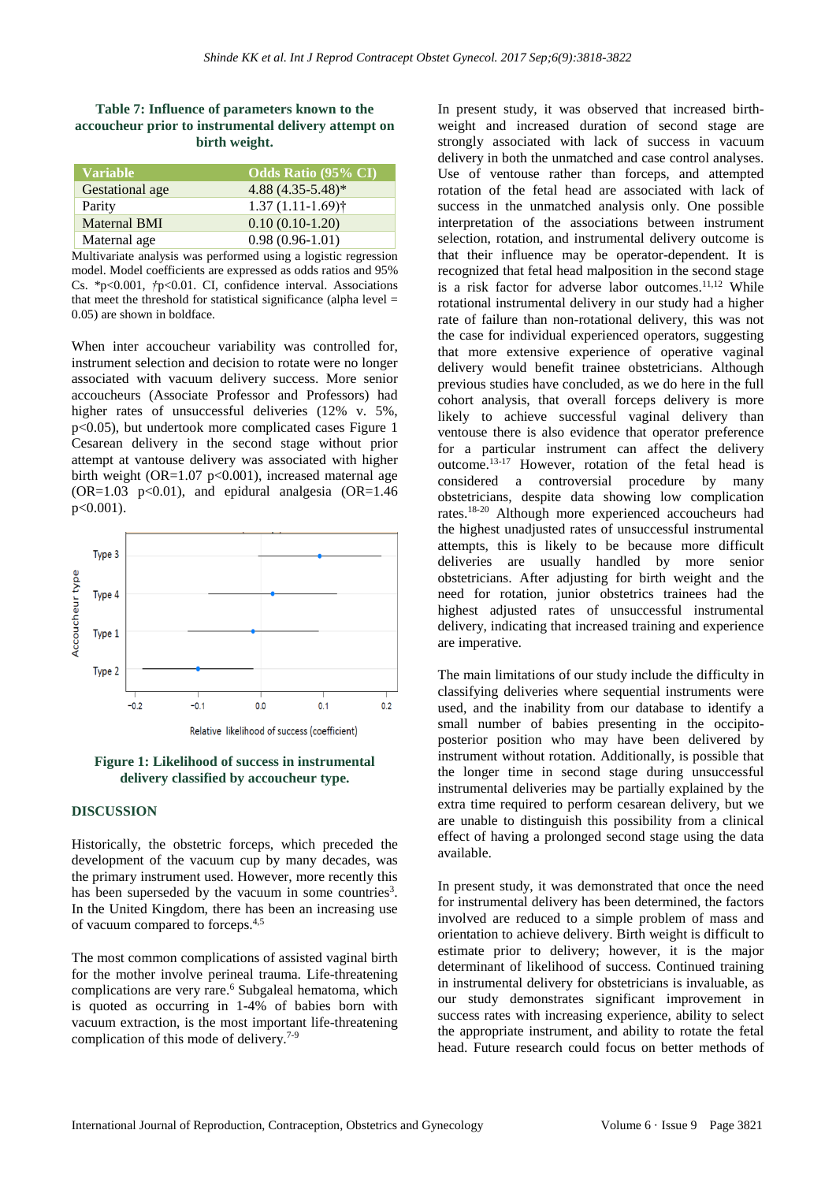**Table 7: Influence of parameters known to the accoucheur prior to instrumental delivery attempt on birth weight.**

| Variable | Odds Ratio (95% CI) |
|---|---|
| Gestational age | 4.88 (4.35-5.48)* |
| Parity | 1.37 (1.11-1.69)† |
| Maternal BMI | 0.10 (0.10-1.20) |
| Maternal age | 0.98 (0.96-1.01) |

Multivariate analysis was performed using a logistic regression model. Model coefficients are expressed as odds ratios and 95% Cs. *p<0.001, †p<0.01. CI, confidence interval. Associations that meet the threshold for statistical significance (alpha level = 0.05) are shown in boldface.

When inter accoucheur variability was controlled for, instrument selection and decision to rotate were no longer associated with vacuum delivery success. More senior accoucheurs (Associate Professor and Professors) had higher rates of unsuccessful deliveries (12% v. 5%, p<0.05), but undertook more complicated cases Figure 1 Cesarean delivery in the second stage without prior attempt at vantouse delivery was associated with higher birth weight (OR=1.07 p<0.001), increased maternal age (OR=1.03 p<0.01), and epidural analgesia (OR=1.46 p<0.001).

Type 3
Type 4
Type 1
Type 2
Accoucheur type
-0.2
-0.1
0.0
0.1
0.2
Relative likelihood of success (coefficient)

**Figure 1: Likelihood of success in instrumental delivery classified by accoucheur type.**

## DISCUSSION

Historically, the obstetric forceps, which preceded the development of the vacuum cup by many decades, was the primary instrument used. However, more recently this has been superseded by the vacuum in some countries[3]. In the United Kingdom, there has been an increasing use of vacuum compared to forceps.[4,5]

The most common complications of assisted vaginal birth for the mother involve perineal trauma. Life-threatening complications are very rare.[6] Subgaleal hematoma, which is quoted as occurring in 1-4% of babies born with vacuum extraction, is the most important life-threatening complication of this mode of delivery.[7-9]

In present study, it was observed that increased birth-weight and increased duration of second stage are strongly associated with lack of success in vacuum delivery in both the unmatched and case control analyses. Use of ventouse rather than forceps, and attempted rotation of the fetal head are associated with lack of success in the unmatched analysis only. One possible interpretation of the associations between instrument selection, rotation, and instrumental delivery outcome is that their influence may be operator-dependent. It is recognized that fetal head malposition in the second stage is a risk factor for adverse labor outcomes.[11,12] While rotational instrumental delivery in our study had a higher rate of failure than non-rotational delivery, this was not the case for individual experienced operators, suggesting that more extensive experience of operative vaginal delivery would benefit trainee obstetricians. Although previous studies have concluded, as we do here in the full cohort analysis, that overall forceps delivery is more likely to achieve successful vaginal delivery than ventouse there is also evidence that operator preference for a particular instrument can affect the delivery outcome.[13-17] However, rotation of the fetal head is considered a controversial procedure by many obstetricians, despite data showing low complication rates.[18-20] Although more experienced accoucheurs had the highest unadjusted rates of unsuccessful instrumental attempts, this is likely to be because more difficult deliveries are usually handled by more senior obstetricians. After adjusting for birth weight and the need for rotation, junior obstetrics trainees had the highest adjusted rates of unsuccessful instrumental delivery, indicating that increased training and experience are imperative.

The main limitations of our study include the difficulty in classifying deliveries where sequential instruments were used, and the inability from our database to identify a small number of babies presenting in the occipito-posterior position who may have been delivered by instrument without rotation. Additionally, is possible that the longer time in second stage during unsuccessful instrumental deliveries may be partially explained by the extra time required to perform cesarean delivery, but we are unable to distinguish this possibility from a clinical effect of having a prolonged second stage using the data available.

In present study, it was demonstrated that once the need for instrumental delivery has been determined, the factors involved are reduced to a simple problem of mass and orientation to achieve delivery. Birth weight is difficult to estimate prior to delivery; however, it is the major determinant of likelihood of success. Continued training in instrumental delivery for obstetricians is invaluable, as our study demonstrates significant improvement in success rates with increasing experience, ability to select the appropriate instrument, and ability to rotate the fetal head. Future research could focus on better methods of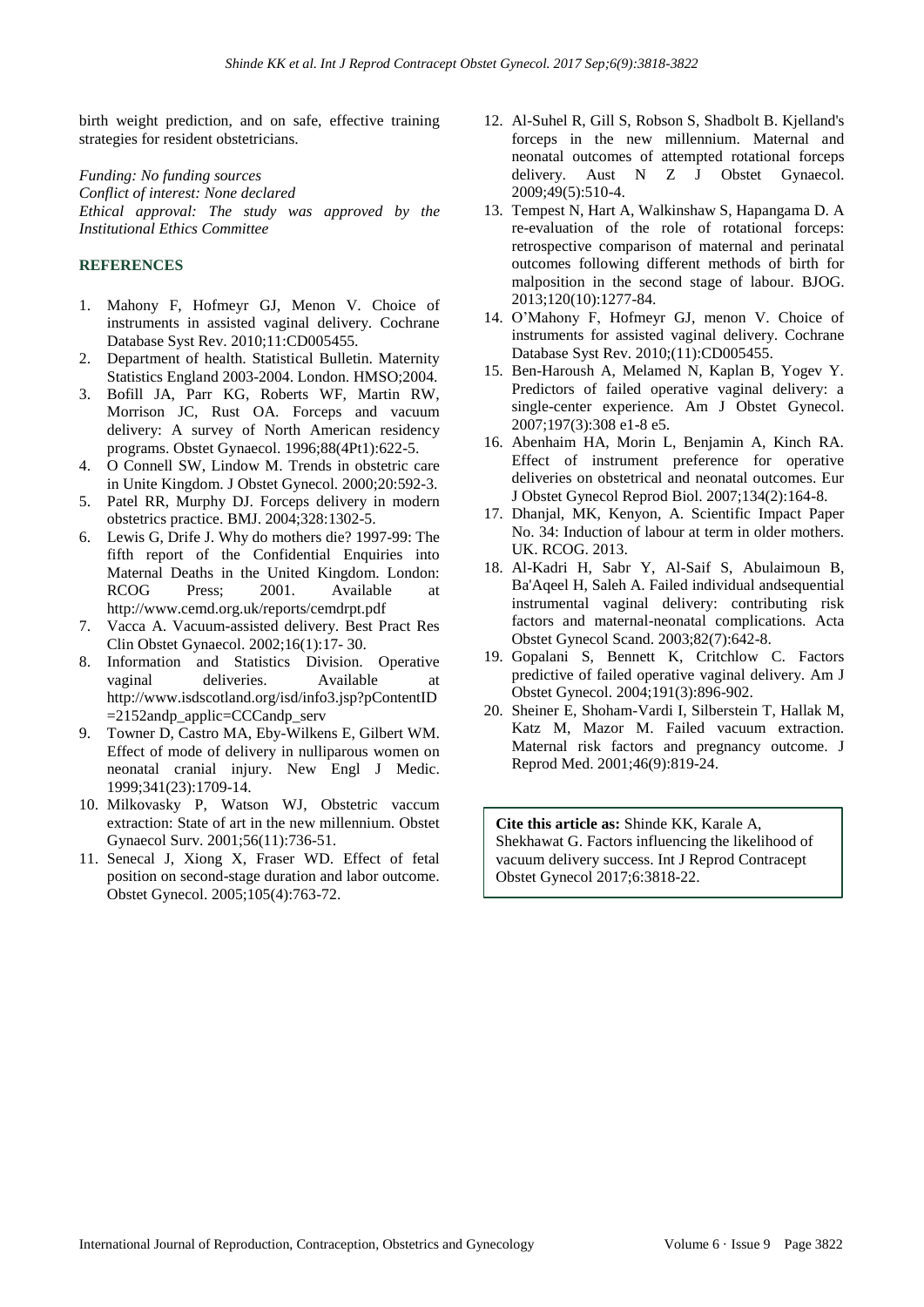birth weight prediction, and on safe, effective training strategies for resident obstetricians.

*Funding: No funding sources*
*Conflict of interest: None declared*
*Ethical approval: The study was approved by the Institutional Ethics Committee*

## REFERENCES

1. Mahony F, Hofmeyr GJ, Menon V. Choice of instruments in assisted vaginal delivery. Cochrane Database Syst Rev. 2010;11:CD005455.
2. Department of health. Statistical Bulletin. Maternity Statistics England 2003-2004. London. HMSO;2004.
3. Bofill JA, Parr KG, Roberts WF, Martin RW, Morrison JC, Rust OA. Forceps and vacuum delivery: A survey of North American residency programs. Obstet Gynaecol. 1996;88(4Pt1):622-5.
4. O Connell SW, Lindow M. Trends in obstetric care in Unite Kingdom. J Obstet Gynecol. 2000;20:592-3.
5. Patel RR, Murphy DJ. Forceps delivery in modern obstetrics practice. BMJ. 2004;328:1302-5.
6. Lewis G, Drife J. Why do mothers die? 1997-99: The fifth report of the Confidential Enquiries into Maternal Deaths in the United Kingdom. London: RCOG Press; 2001. Available at http://www.cemd.org.uk/reports/cemdrpt.pdf
7. Vacca A. Vacuum-assisted delivery. Best Pract Res Clin Obstet Gynaecol. 2002;16(1):17- 30.
8. Information and Statistics Division. Operative vaginal deliveries. Available at http://www.isdscotland.org/isd/info3.jsp?pContentID=2152andp_applic=CCCandp_serv
9. Towner D, Castro MA, Eby-Wilkens E, Gilbert WM. Effect of mode of delivery in nulliparous women on neonatal cranial injury. New Engl J Medic. 1999;341(23):1709-14.
10. Milkovasky P, Watson WJ, Obstetric vaccum extraction: State of art in the new millennium. Obstet Gynaecol Surv. 2001;56(11):736-51.
11. Senecal J, Xiong X, Fraser WD. Effect of fetal position on second-stage duration and labor outcome. Obstet Gynecol. 2005;105(4):763-72.
12. Al-Suhel R, Gill S, Robson S, Shadbolt B. Kjelland's forceps in the new millennium. Maternal and neonatal outcomes of attempted rotational forceps delivery. Aust N Z J Obstet Gynaecol. 2009;49(5):510-4.
13. Tempest N, Hart A, Walkinshaw S, Hapangama D. A re-evaluation of the role of rotational forceps: retrospective comparison of maternal and perinatal outcomes following different methods of birth for malposition in the second stage of labour. BJOG. 2013;120(10):1277-84.
14. O'Mahony F, Hofmeyr GJ, menon V. Choice of instruments for assisted vaginal delivery. Cochrane Database Syst Rev. 2010;(11):CD005455.
15. Ben-Haroush A, Melamed N, Kaplan B, Yogev Y. Predictors of failed operative vaginal delivery: a single-center experience. Am J Obstet Gynecol. 2007;197(3):308 e1-8 e5.
16. Abenhaim HA, Morin L, Benjamin A, Kinch RA. Effect of instrument preference for operative deliveries on obstetrical and neonatal outcomes. Eur J Obstet Gynecol Reprod Biol. 2007;134(2):164-8.
17. Dhanjal, MK, Kenyon, A. Scientific Impact Paper No. 34: Induction of labour at term in older mothers. UK. RCOG. 2013.
18. Al-Kadri H, Sabr Y, Al-Saif S, Abulaimoun B, Ba'Aqeel H, Saleh A. Failed individual andsequential instrumental vaginal delivery: contributing risk factors and maternal-neonatal complications. Acta Obstet Gynecol Scand. 2003;82(7):642-8.
19. Gopalani S, Bennett K, Critchlow C. Factors predictive of failed operative vaginal delivery. Am J Obstet Gynecol. 2004;191(3):896-902.
20. Sheiner E, Shoham-Vardi I, Silberstein T, Hallak M, Katz M, Mazor M. Failed vacuum extraction. Maternal risk factors and pregnancy outcome. J Reprod Med. 2001;46(9):819-24.

**Cite this article as:** Shinde KK, Karale A, Shekhawat G. Factors influencing the likelihood of vacuum delivery success. Int J Reprod Contracept Obstet Gynecol 2017;6:3818-22.